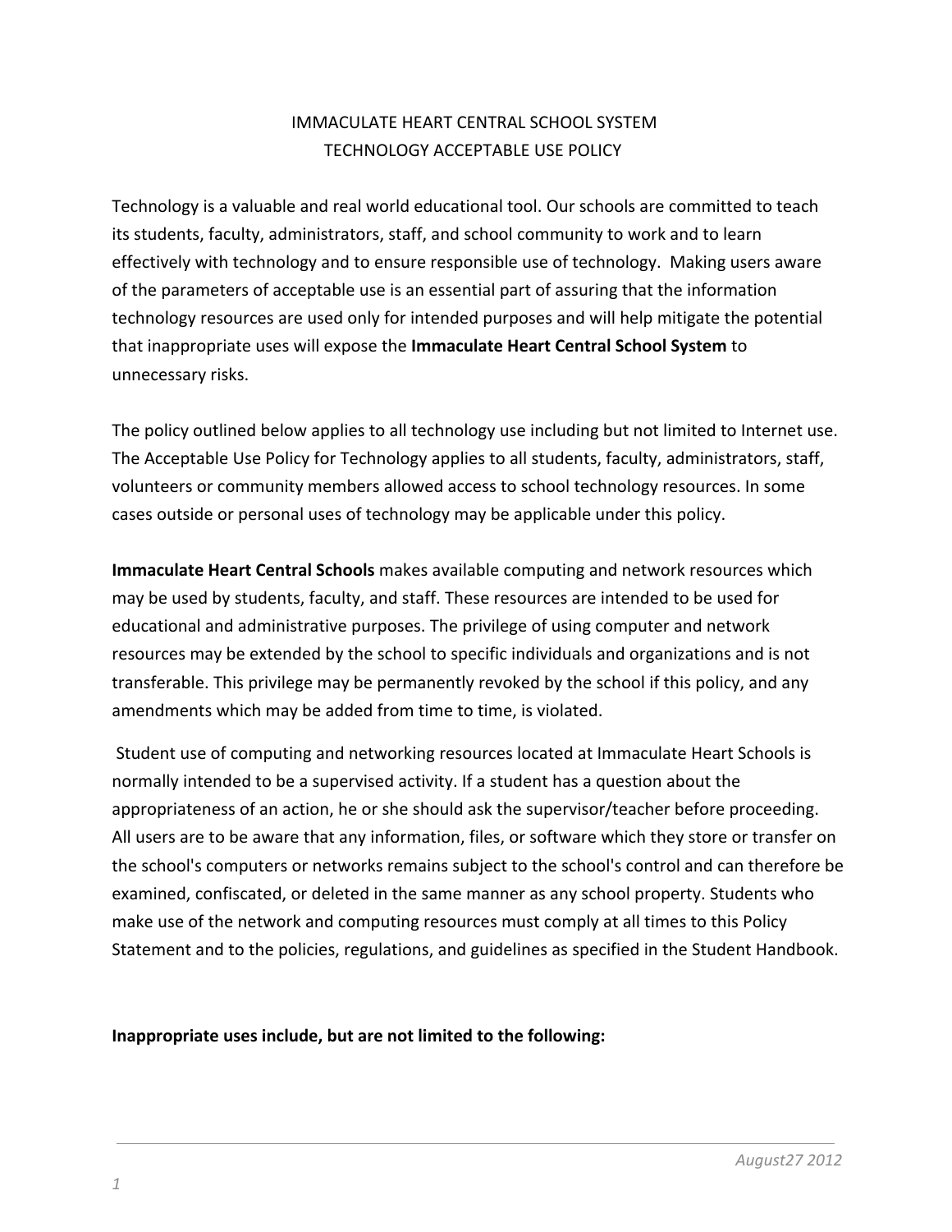# IMMACULATE HEART CENTRAL SCHOOL SYSTEM
## TECHNOLOGY ACCEPTABLE USE POLICY

Technology is a valuable and real world educational tool. Our schools are committed to teach its students, faculty, administrators, staff, and school community to work and to learn effectively with technology and to ensure responsible use of technology. Making users aware of the parameters of acceptable use is an essential part of assuring that the information technology resources are used only for intended purposes and will help mitigate the potential that inappropriate uses will expose the **Immaculate Heart Central School System** to unnecessary risks.

The policy outlined below applies to all technology use including but not limited to Internet use. The Acceptable Use Policy for Technology applies to all students, faculty, administrators, staff, volunteers or community members allowed access to school technology resources. In some cases outside or personal uses of technology may be applicable under this policy.

**Immaculate Heart Central Schools** makes available computing and network resources which may be used by students, faculty, and staff. These resources are intended to be used for educational and administrative purposes. The privilege of using computer and network resources may be extended by the school to specific individuals and organizations and is not transferable. This privilege may be permanently revoked by the school if this policy, and any amendments which may be added from time to time, is violated.

Student use of computing and networking resources located at Immaculate Heart Schools is normally intended to be a supervised activity. If a student has a question about the appropriateness of an action, he or she should ask the supervisor/teacher before proceeding. All users are to be aware that any information, files, or software which they store or transfer on the school's computers or networks remains subject to the school's control and can therefore be examined, confiscated, or deleted in the same manner as any school property. Students who make use of the network and computing resources must comply at all times to this Policy Statement and to the policies, regulations, and guidelines as specified in the Student Handbook.

**Inappropriate uses include, but are not limited to the following:**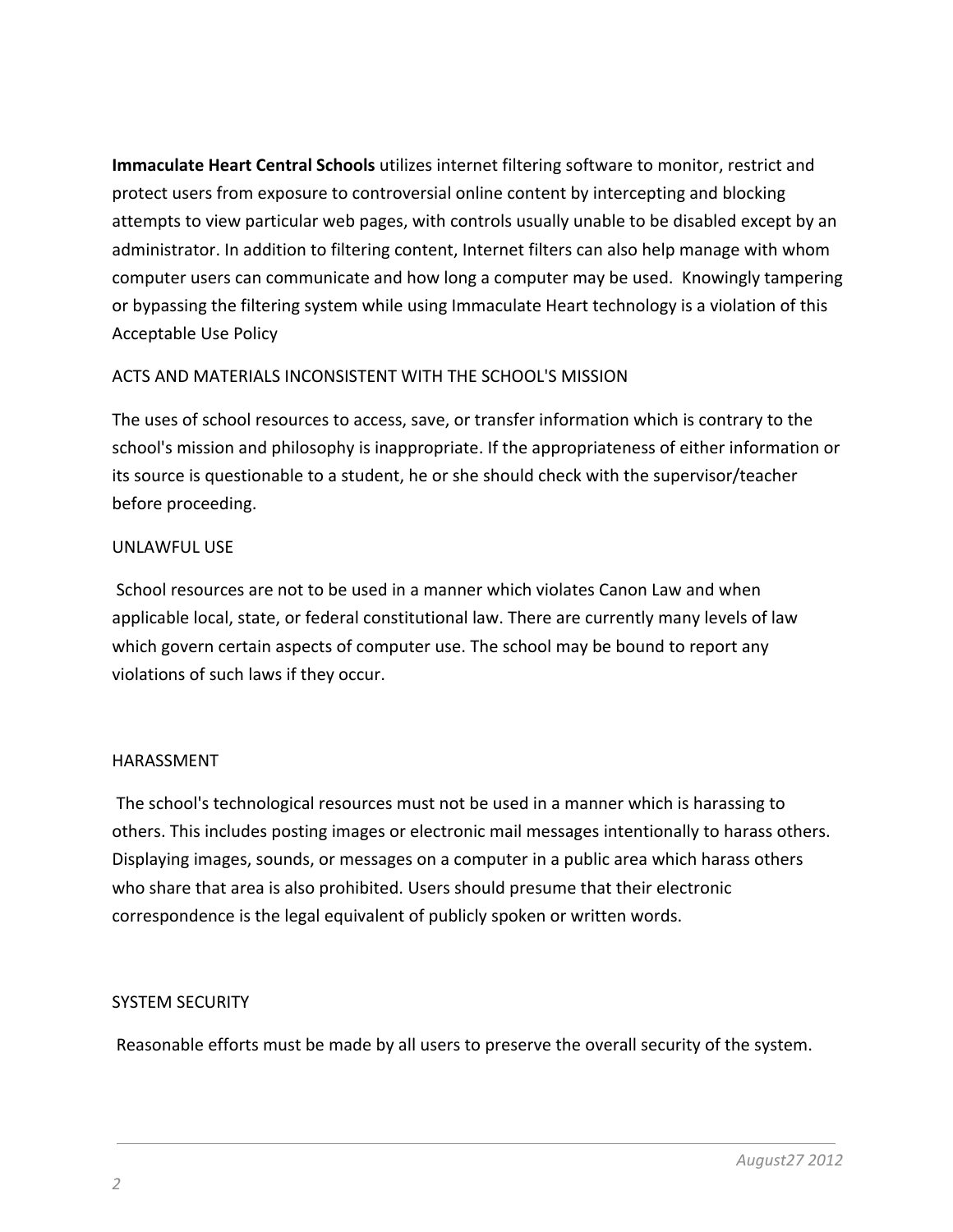**Immaculate Heart Central Schools** utilizes internet filtering software to monitor, restrict and protect users from exposure to controversial online content by intercepting and blocking attempts to view particular web pages, with controls usually unable to be disabled except by an administrator. In addition to filtering content, Internet filters can also help manage with whom computer users can communicate and how long a computer may be used. Knowingly tampering or bypassing the filtering system while using Immaculate Heart technology is a violation of this Acceptable Use Policy

## ACTS AND MATERIALS INCONSISTENT WITH THE SCHOOL'S MISSION

The uses of school resources to access, save, or transfer information which is contrary to the school's mission and philosophy is inappropriate. If the appropriateness of either information or its source is questionable to a student, he or she should check with the supervisor/teacher before proceeding.

## UNLAWFUL USE

School resources are not to be used in a manner which violates Canon Law and when applicable local, state, or federal constitutional law. There are currently many levels of law which govern certain aspects of computer use. The school may be bound to report any violations of such laws if they occur.

## HARASSMENT

The school's technological resources must not be used in a manner which is harassing to others. This includes posting images or electronic mail messages intentionally to harass others. Displaying images, sounds, or messages on a computer in a public area which harass others who share that area is also prohibited. Users should presume that their electronic correspondence is the legal equivalent of publicly spoken or written words.

## SYSTEM SECURITY

Reasonable efforts must be made by all users to preserve the overall security of the system.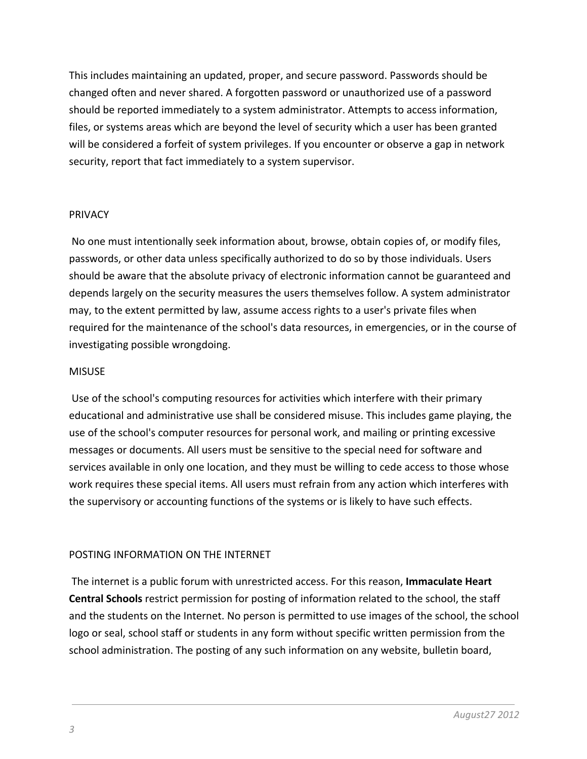This includes maintaining an updated, proper, and secure password. Passwords should be changed often and never shared. A forgotten password or unauthorized use of a password should be reported immediately to a system administrator. Attempts to access information, files, or systems areas which are beyond the level of security which a user has been granted will be considered a forfeit of system privileges. If you encounter or observe a gap in network security, report that fact immediately to a system supervisor.

## PRIVACY

No one must intentionally seek information about, browse, obtain copies of, or modify files, passwords, or other data unless specifically authorized to do so by those individuals. Users should be aware that the absolute privacy of electronic information cannot be guaranteed and depends largely on the security measures the users themselves follow. A system administrator may, to the extent permitted by law, assume access rights to a user's private files when required for the maintenance of the school's data resources, in emergencies, or in the course of investigating possible wrongdoing.

## MISUSE

Use of the school's computing resources for activities which interfere with their primary educational and administrative use shall be considered misuse. This includes game playing, the use of the school's computer resources for personal work, and mailing or printing excessive messages or documents. All users must be sensitive to the special need for software and services available in only one location, and they must be willing to cede access to those whose work requires these special items. All users must refrain from any action which interferes with the supervisory or accounting functions of the systems or is likely to have such effects.

## POSTING INFORMATION ON THE INTERNET

The internet is a public forum with unrestricted access. For this reason, **Immaculate Heart Central Schools** restrict permission for posting of information related to the school, the staff and the students on the Internet. No person is permitted to use images of the school, the school logo or seal, school staff or students in any form without specific written permission from the school administration. The posting of any such information on any website, bulletin board,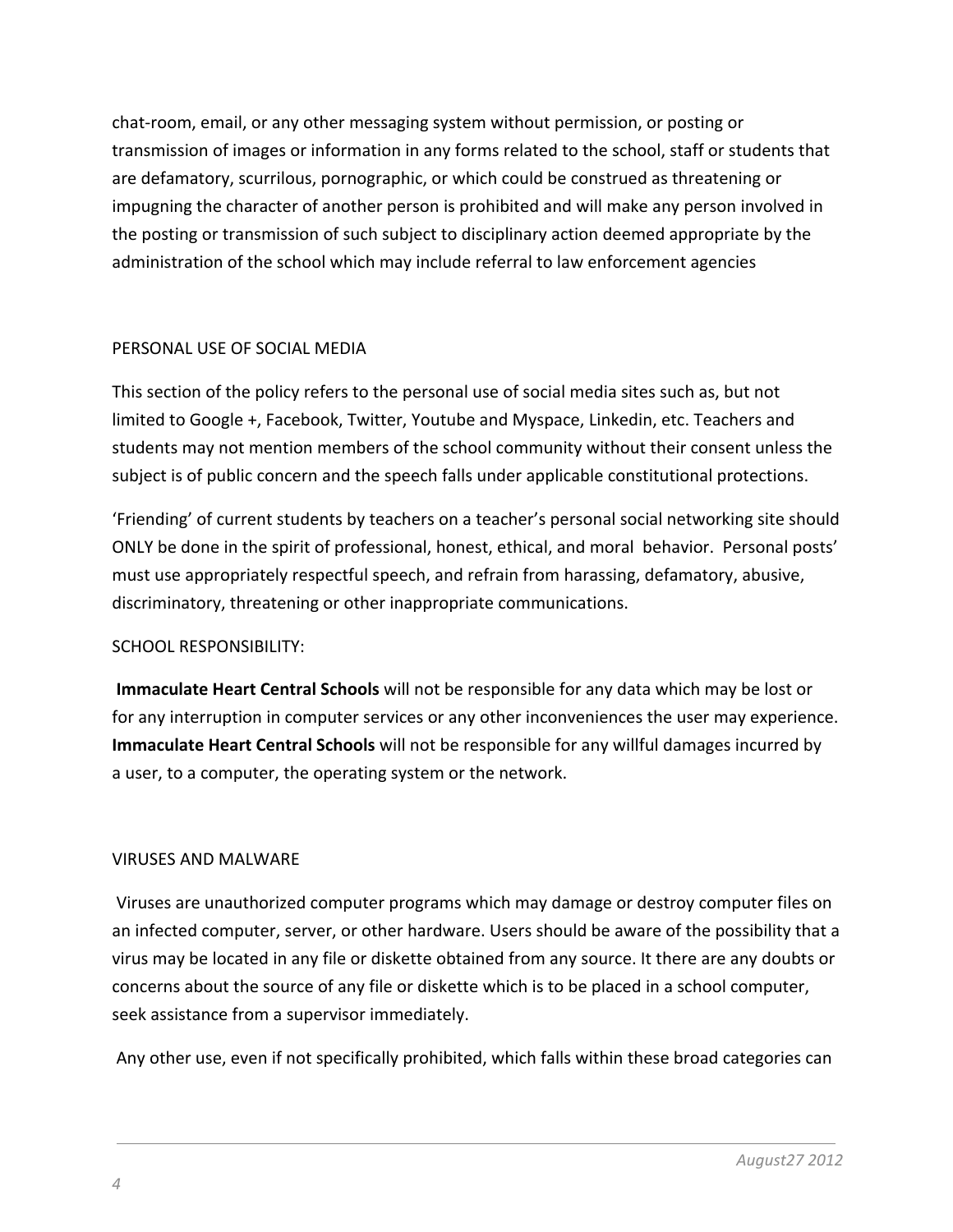chat-room, email, or any other messaging system without permission, or posting or transmission of images or information in any forms related to the school, staff or students that are defamatory, scurrilous, pornographic, or which could be construed as threatening or impugning the character of another person is prohibited and will make any person involved in the posting or transmission of such subject to disciplinary action deemed appropriate by the administration of the school which may include referral to law enforcement agencies

PERSONAL USE OF SOCIAL MEDIA

This section of the policy refers to the personal use of social media sites such as, but not limited to Google +, Facebook, Twitter, Youtube and Myspace, Linkedin, etc. Teachers and students may not mention members of the school community without their consent unless the subject is of public concern and the speech falls under applicable constitutional protections.

'Friending' of current students by teachers on a teacher's personal social networking site should ONLY be done in the spirit of professional, honest, ethical, and moral behavior. Personal posts' must use appropriately respectful speech, and refrain from harassing, defamatory, abusive, discriminatory, threatening or other inappropriate communications.

SCHOOL RESPONSIBILITY:

**Immaculate Heart Central Schools** will not be responsible for any data which may be lost or for any interruption in computer services or any other inconveniences the user may experience. **Immaculate Heart Central Schools** will not be responsible for any willful damages incurred by a user, to a computer, the operating system or the network.

VIRUSES AND MALWARE

Viruses are unauthorized computer programs which may damage or destroy computer files on an infected computer, server, or other hardware. Users should be aware of the possibility that a virus may be located in any file or diskette obtained from any source. It there are any doubts or concerns about the source of any file or diskette which is to be placed in a school computer, seek assistance from a supervisor immediately.

Any other use, even if not specifically prohibited, which falls within these broad categories can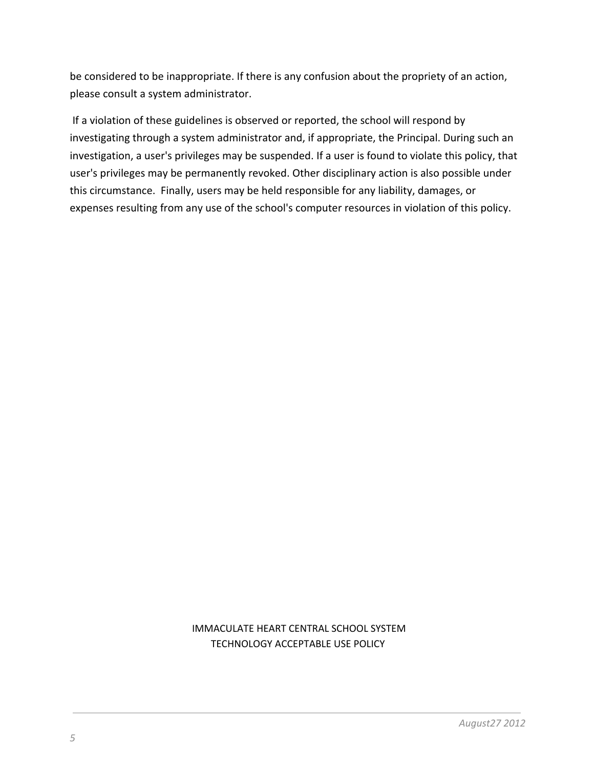be considered to be inappropriate. If there is any confusion about the propriety of an action, please consult a system administrator.

If a violation of these guidelines is observed or reported, the school will respond by investigating through a system administrator and, if appropriate, the Principal. During such an investigation, a user's privileges may be suspended. If a user is found to violate this policy, that user's privileges may be permanently revoked. Other disciplinary action is also possible under this circumstance. Finally, users may be held responsible for any liability, damages, or expenses resulting from any use of the school's computer resources in violation of this policy.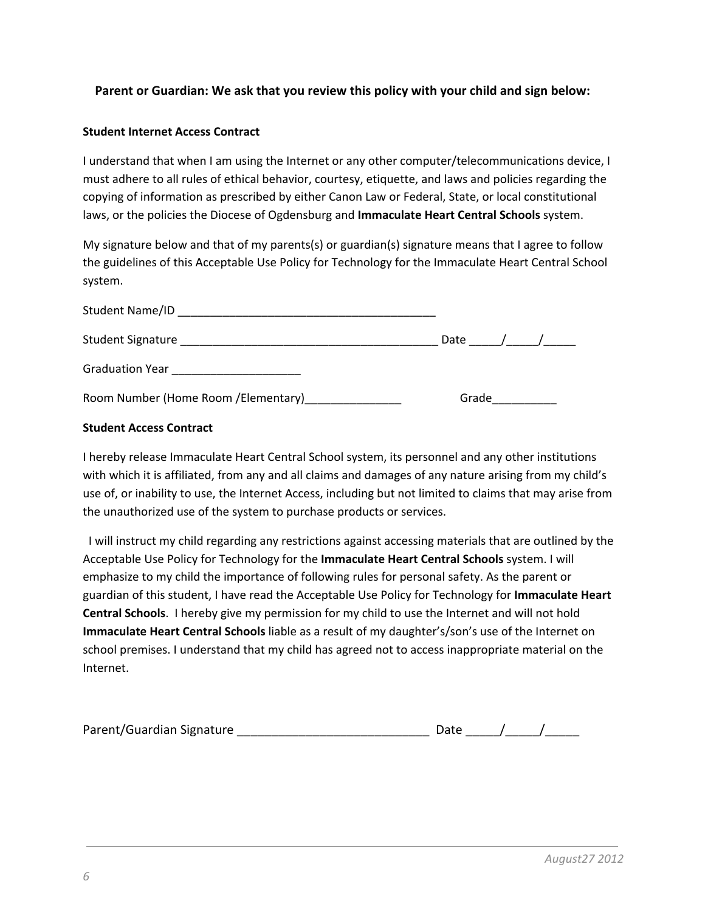**Parent or Guardian: We ask that you review this policy with your child and sign below:**

**Student Internet Access Contract**

I understand that when I am using the Internet or any other computer/telecommunications device, I must adhere to all rules of ethical behavior, courtesy, etiquette, and laws and policies regarding the copying of information as prescribed by either Canon Law or Federal, State, or local constitutional laws, or the policies the Diocese of Ogdensburg and **Immaculate Heart Central Schools** system.

My signature below and that of my parents(s) or guardian(s) signature means that I agree to follow the guidelines of this Acceptable Use Policy for Technology for the Immaculate Heart Central School system.

Student Name/ID ________________________________________

Student Signature ________________________________________ Date _____/_____/_____

Graduation Year ____________________

Room Number (Home Room /Elementary)_______________ Grade__________

**Student Access Contract**

I hereby release Immaculate Heart Central School system, its personnel and any other institutions with which it is affiliated, from any and all claims and damages of any nature arising from my child's use of, or inability to use, the Internet Access, including but not limited to claims that may arise from the unauthorized use of the system to purchase products or services.

I will instruct my child regarding any restrictions against accessing materials that are outlined by the Acceptable Use Policy for Technology for the **Immaculate Heart Central Schools** system. I will emphasize to my child the importance of following rules for personal safety. As the parent or guardian of this student, I have read the Acceptable Use Policy for Technology for **Immaculate Heart Central Schools**. I hereby give my permission for my child to use the Internet and will not hold **Immaculate Heart Central Schools** liable as a result of my daughter's/son's use of the Internet on school premises. I understand that my child has agreed not to access inappropriate material on the Internet.

Parent/Guardian Signature ____________________________ Date _____/_____/_____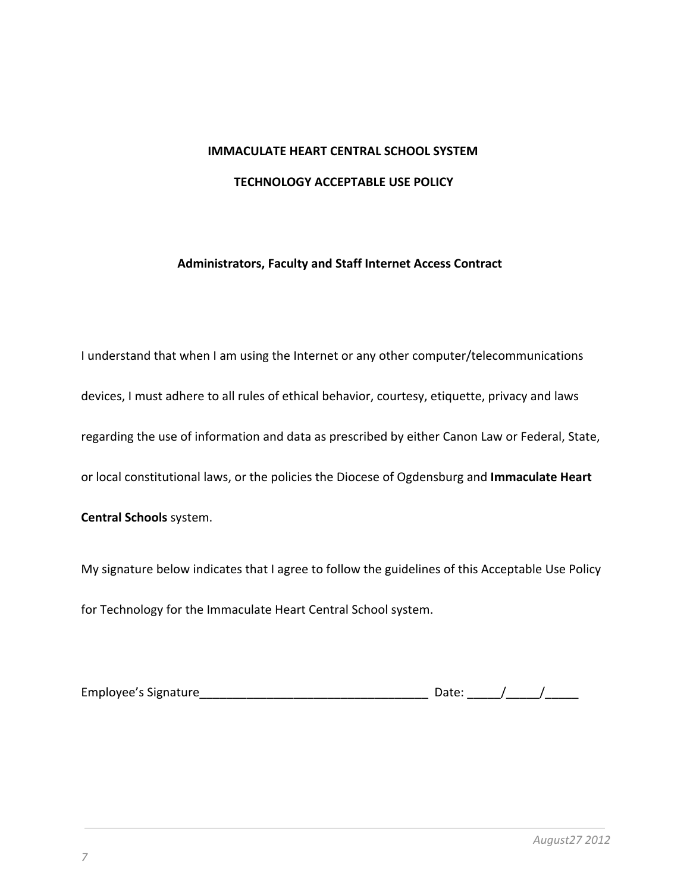**IMMACULATE HEART CENTRAL SCHOOL SYSTEM**

**TECHNOLOGY ACCEPTABLE USE POLICY**

**Administrators, Faculty and Staff Internet Access Contract**

I understand that when I am using the Internet or any other computer/telecommunications devices, I must adhere to all rules of ethical behavior, courtesy, etiquette, privacy and laws regarding the use of information and data as prescribed by either Canon Law or Federal, State, or local constitutional laws, or the policies the Diocese of Ogdensburg and **Immaculate Heart Central Schools** system.

My signature below indicates that I agree to follow the guidelines of this Acceptable Use Policy for Technology for the Immaculate Heart Central School system.

Employee's Signature__________________________________ Date: _____/_____/_____